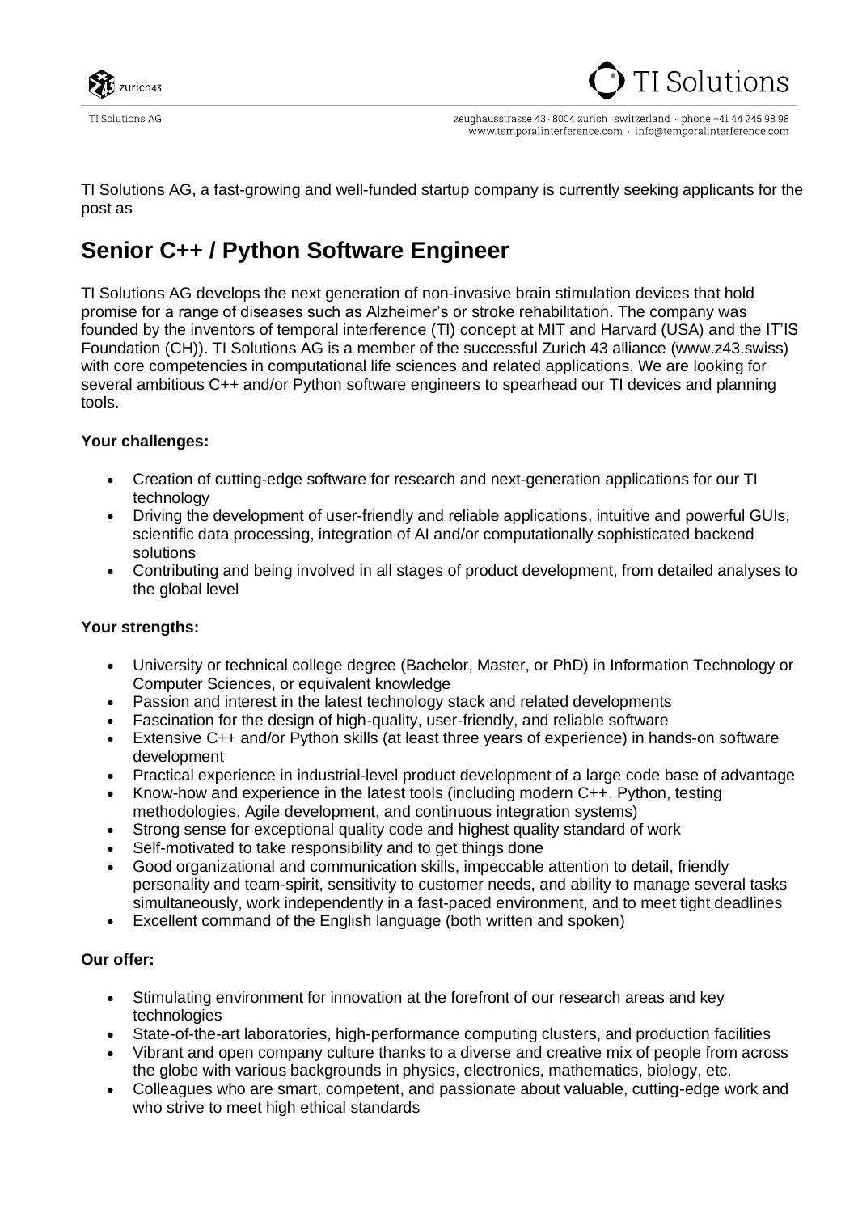TI Solutions AG

zeughausstrasse 43 · 8004 zurich · switzerland · phone +41 44 245 98 98
www.temporalinterference.com · info@temporalinterference.com

TI Solutions AG, a fast-growing and well-funded startup company is currently seeking applicants for the post as

# Senior C++ / Python Software Engineer

TI Solutions AG develops the next generation of non-invasive brain stimulation devices that hold promise for a range of diseases such as Alzheimer's or stroke rehabilitation. The company was founded by the inventors of temporal interference (TI) concept at MIT and Harvard (USA) and the IT'IS Foundation (CH)). TI Solutions AG is a member of the successful Zurich 43 alliance (www.z43.swiss) with core competencies in computational life sciences and related applications. We are looking for several ambitious C++ and/or Python software engineers to spearhead our TI devices and planning tools.

**Your challenges:**

- Creation of cutting-edge software for research and next-generation applications for our TI technology
- Driving the development of user-friendly and reliable applications, intuitive and powerful GUIs, scientific data processing, integration of AI and/or computationally sophisticated backend solutions
- Contributing and being involved in all stages of product development, from detailed analyses to the global level

**Your strengths:**

- University or technical college degree (Bachelor, Master, or PhD) in Information Technology or Computer Sciences, or equivalent knowledge
- Passion and interest in the latest technology stack and related developments
- Fascination for the design of high-quality, user-friendly, and reliable software
- Extensive C++ and/or Python skills (at least three years of experience) in hands-on software development
- Practical experience in industrial-level product development of a large code base of advantage
- Know-how and experience in the latest tools (including modern C++, Python, testing methodologies, Agile development, and continuous integration systems)
- Strong sense for exceptional quality code and highest quality standard of work
- Self-motivated to take responsibility and to get things done
- Good organizational and communication skills, impeccable attention to detail, friendly personality and team-spirit, sensitivity to customer needs, and ability to manage several tasks simultaneously, work independently in a fast-paced environment, and to meet tight deadlines
- Excellent command of the English language (both written and spoken)

**Our offer:**

- Stimulating environment for innovation at the forefront of our research areas and key technologies
- State-of-the-art laboratories, high-performance computing clusters, and production facilities
- Vibrant and open company culture thanks to a diverse and creative mix of people from across the globe with various backgrounds in physics, electronics, mathematics, biology, etc.
- Colleagues who are smart, competent, and passionate about valuable, cutting-edge work and who strive to meet high ethical standards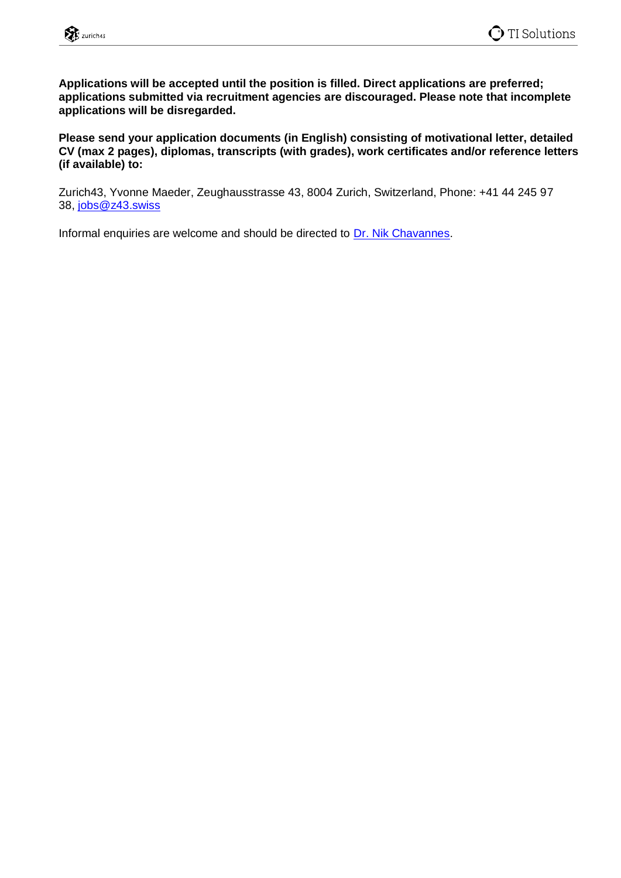**Applications will be accepted until the position is filled. Direct applications are preferred; applications submitted via recruitment agencies are discouraged. Please note that incomplete applications will be disregarded.**

**Please send your application documents (in English) consisting of motivational letter, detailed CV (max 2 pages), diplomas, transcripts (with grades), work certificates and/or reference letters (if available) to:**

Zurich43, Yvonne Maeder, Zeughausstrasse 43, 8004 Zurich, Switzerland, Phone: +41 44 245 97 38, jobs@z43.swiss

Informal enquiries are welcome and should be directed to Dr. Nik Chavannes.